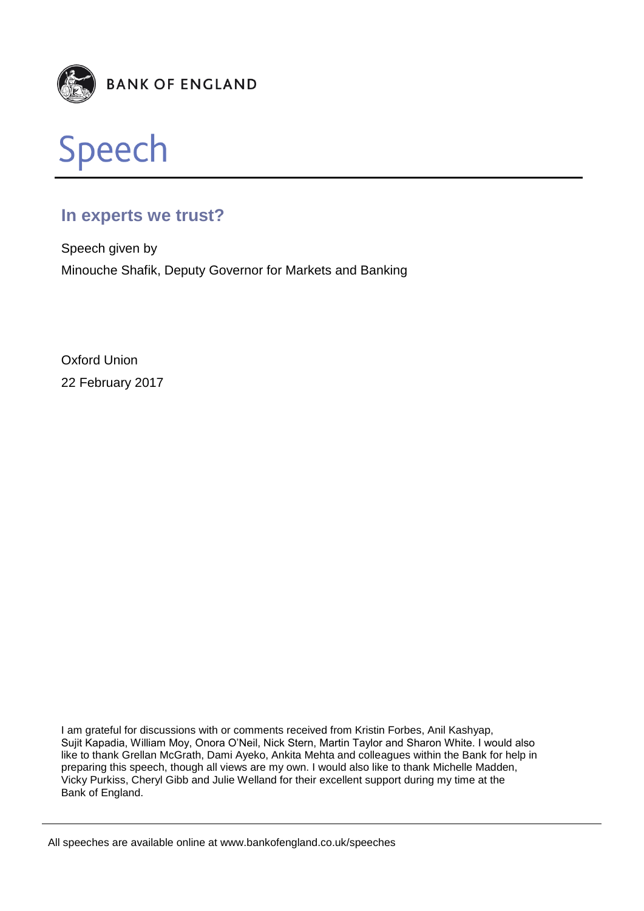**BANK OF ENGLAND**

# Speech

## In experts we trust?

Speech given by

Minouche Shafik, Deputy Governor for Markets and Banking

Oxford Union

22 February 2017

I am grateful for discussions with or comments received from Kristin Forbes, Anil Kashyap, Sujit Kapadia, William Moy, Onora O'Neil, Nick Stern, Martin Taylor and Sharon White. I would also like to thank Grellan McGrath, Dami Ayeko, Ankita Mehta and colleagues within the Bank for help in preparing this speech, though all views are my own. I would also like to thank Michelle Madden, Vicky Purkiss, Cheryl Gibb and Julie Welland for their excellent support during my time at the Bank of England.

All speeches are available online at www.bankofengland.co.uk/speeches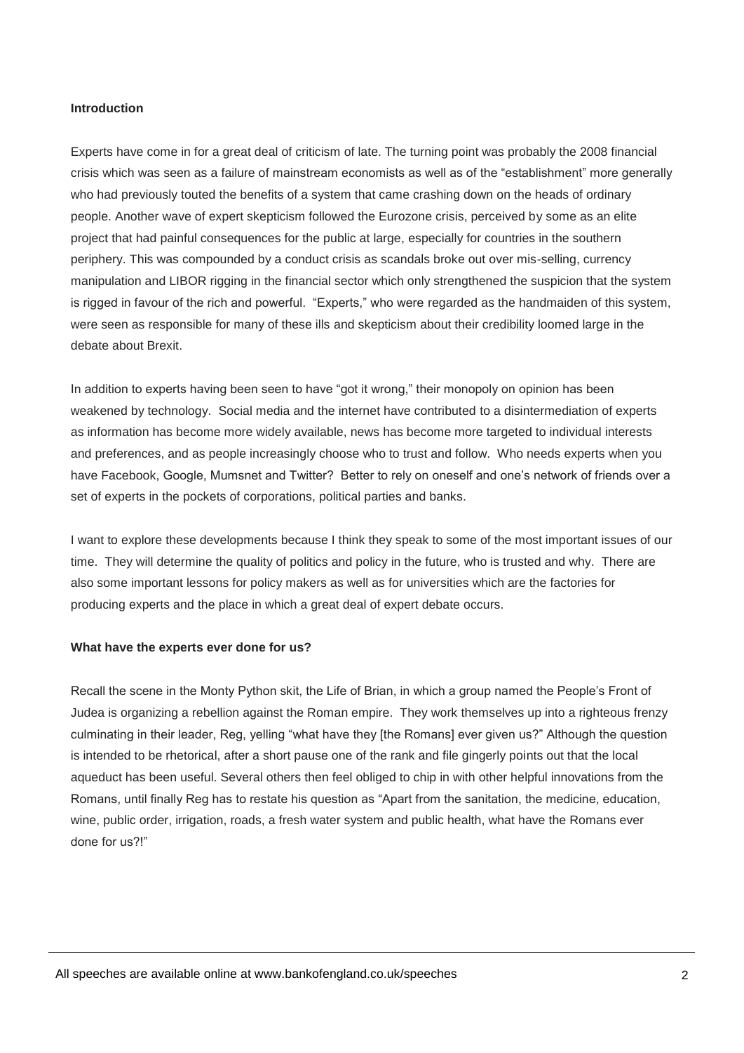**Introduction**

Experts have come in for a great deal of criticism of late. The turning point was probably the 2008 financial crisis which was seen as a failure of mainstream economists as well as of the "establishment" more generally who had previously touted the benefits of a system that came crashing down on the heads of ordinary people. Another wave of expert skepticism followed the Eurozone crisis, perceived by some as an elite project that had painful consequences for the public at large, especially for countries in the southern periphery. This was compounded by a conduct crisis as scandals broke out over mis-selling, currency manipulation and LIBOR rigging in the financial sector which only strengthened the suspicion that the system is rigged in favour of the rich and powerful. "Experts," who were regarded as the handmaiden of this system, were seen as responsible for many of these ills and skepticism about their credibility loomed large in the debate about Brexit.

In addition to experts having been seen to have "got it wrong," their monopoly on opinion has been weakened by technology. Social media and the internet have contributed to a disintermediation of experts as information has become more widely available, news has become more targeted to individual interests and preferences, and as people increasingly choose who to trust and follow. Who needs experts when you have Facebook, Google, Mumsnet and Twitter? Better to rely on oneself and one's network of friends over a set of experts in the pockets of corporations, political parties and banks.

I want to explore these developments because I think they speak to some of the most important issues of our time. They will determine the quality of politics and policy in the future, who is trusted and why. There are also some important lessons for policy makers as well as for universities which are the factories for producing experts and the place in which a great deal of expert debate occurs.

**What have the experts ever done for us?**

Recall the scene in the Monty Python skit, the Life of Brian, in which a group named the People's Front of Judea is organizing a rebellion against the Roman empire. They work themselves up into a righteous frenzy culminating in their leader, Reg, yelling "what have they [the Romans] ever given us?" Although the question is intended to be rhetorical, after a short pause one of the rank and file gingerly points out that the local aqueduct has been useful. Several others then feel obliged to chip in with other helpful innovations from the Romans, until finally Reg has to restate his question as "Apart from the sanitation, the medicine, education, wine, public order, irrigation, roads, a fresh water system and public health, what have the Romans ever done for us?!"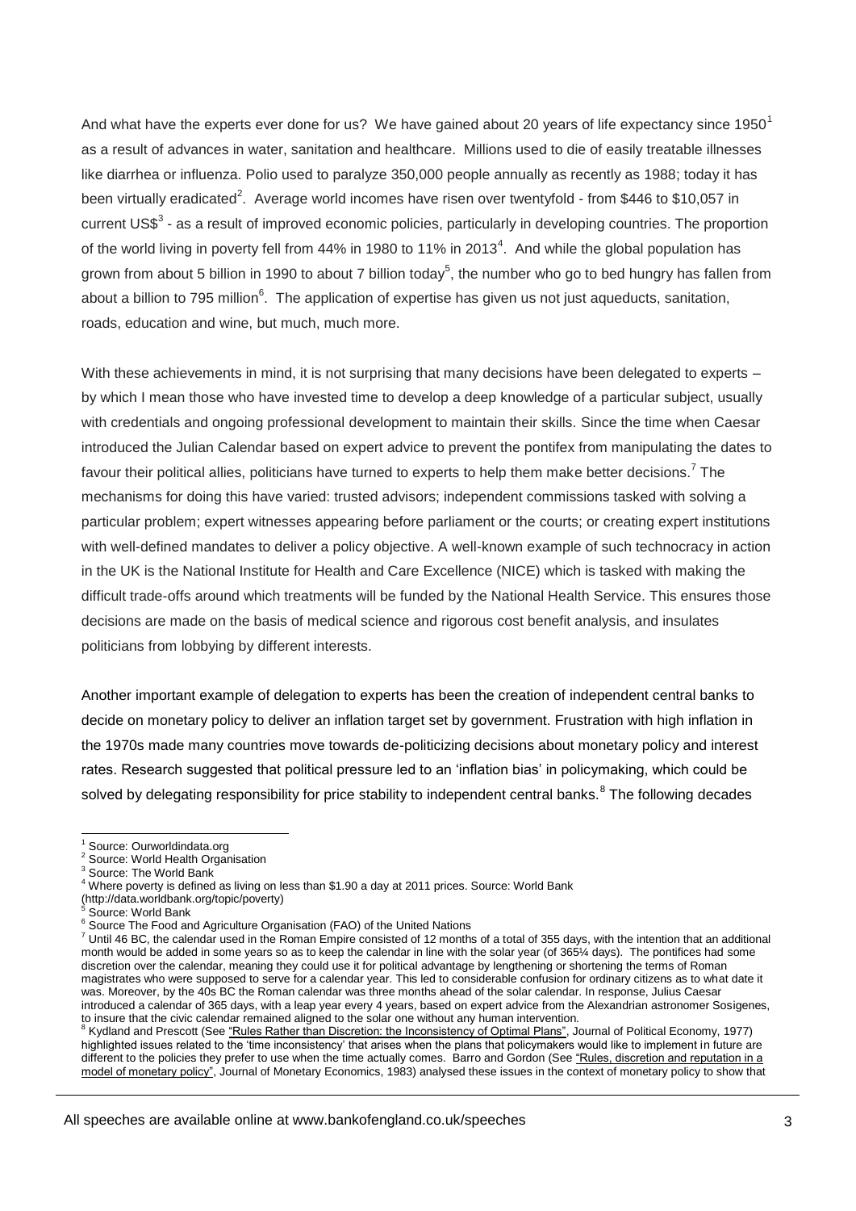And what have the experts ever done for us? We have gained about 20 years of life expectancy since 1950[1] as a result of advances in water, sanitation and healthcare. Millions used to die of easily treatable illnesses like diarrhea or influenza. Polio used to paralyze 350,000 people annually as recently as 1988; today it has been virtually eradicated[2]. Average world incomes have risen over twentyfold - from $446 to $10,057 in current US$[3] - as a result of improved economic policies, particularly in developing countries. The proportion of the world living in poverty fell from 44% in 1980 to 11% in 2013[4]. And while the global population has grown from about 5 billion in 1990 to about 7 billion today[5], the number who go to bed hungry has fallen from about a billion to 795 million[6]. The application of expertise has given us not just aqueducts, sanitation, roads, education and wine, but much, much more.

With these achievements in mind, it is not surprising that many decisions have been delegated to experts – by which I mean those who have invested time to develop a deep knowledge of a particular subject, usually with credentials and ongoing professional development to maintain their skills. Since the time when Caesar introduced the Julian Calendar based on expert advice to prevent the pontifex from manipulating the dates to favour their political allies, politicians have turned to experts to help them make better decisions.[7] The mechanisms for doing this have varied: trusted advisors; independent commissions tasked with solving a particular problem; expert witnesses appearing before parliament or the courts; or creating expert institutions with well-defined mandates to deliver a policy objective. A well-known example of such technocracy in action in the UK is the National Institute for Health and Care Excellence (NICE) which is tasked with making the difficult trade-offs around which treatments will be funded by the National Health Service. This ensures those decisions are made on the basis of medical science and rigorous cost benefit analysis, and insulates politicians from lobbying by different interests.

Another important example of delegation to experts has been the creation of independent central banks to decide on monetary policy to deliver an inflation target set by government. Frustration with high inflation in the 1970s made many countries move towards de-politicizing decisions about monetary policy and interest rates. Research suggested that political pressure led to an 'inflation bias' in policymaking, which could be solved by delegating responsibility for price stability to independent central banks.[8] The following decades

---

[1] Source: Ourworldindata.org

[2] Source: World Health Organisation

[3] Source: The World Bank

[4] Where poverty is defined as living on less than $1.90 a day at 2011 prices. Source: World Bank (http://data.worldbank.org/topic/poverty)

[5] Source: World Bank

[6] Source The Food and Agriculture Organisation (FAO) of the United Nations

[7] Until 46 BC, the calendar used in the Roman Empire consisted of 12 months of a total of 355 days, with the intention that an additional month would be added in some years so as to keep the calendar in line with the solar year (of 365¼ days). The pontifices had some discretion over the calendar, meaning they could use it for political advantage by lengthening or shortening the terms of Roman magistrates who were supposed to serve for a calendar year. This led to considerable confusion for ordinary citizens as to what date it was. Moreover, by the 40s BC the Roman calendar was three months ahead of the solar calendar. In response, Julius Caesar introduced a calendar of 365 days, with a leap year every 4 years, based on expert advice from the Alexandrian astronomer Sosigenes, to insure that the civic calendar remained aligned to the solar one without any human intervention.

[8] Kydland and Prescott (See "Rules Rather than Discretion: the Inconsistency of Optimal Plans", Journal of Political Economy, 1977) highlighted issues related to the 'time inconsistency' that arises when the plans that policymakers would like to implement in future are different to the policies they prefer to use when the time actually comes. Barro and Gordon (See "Rules, discretion and reputation in a model of monetary policy", Journal of Monetary Economics, 1983) analysed these issues in the context of monetary policy to show that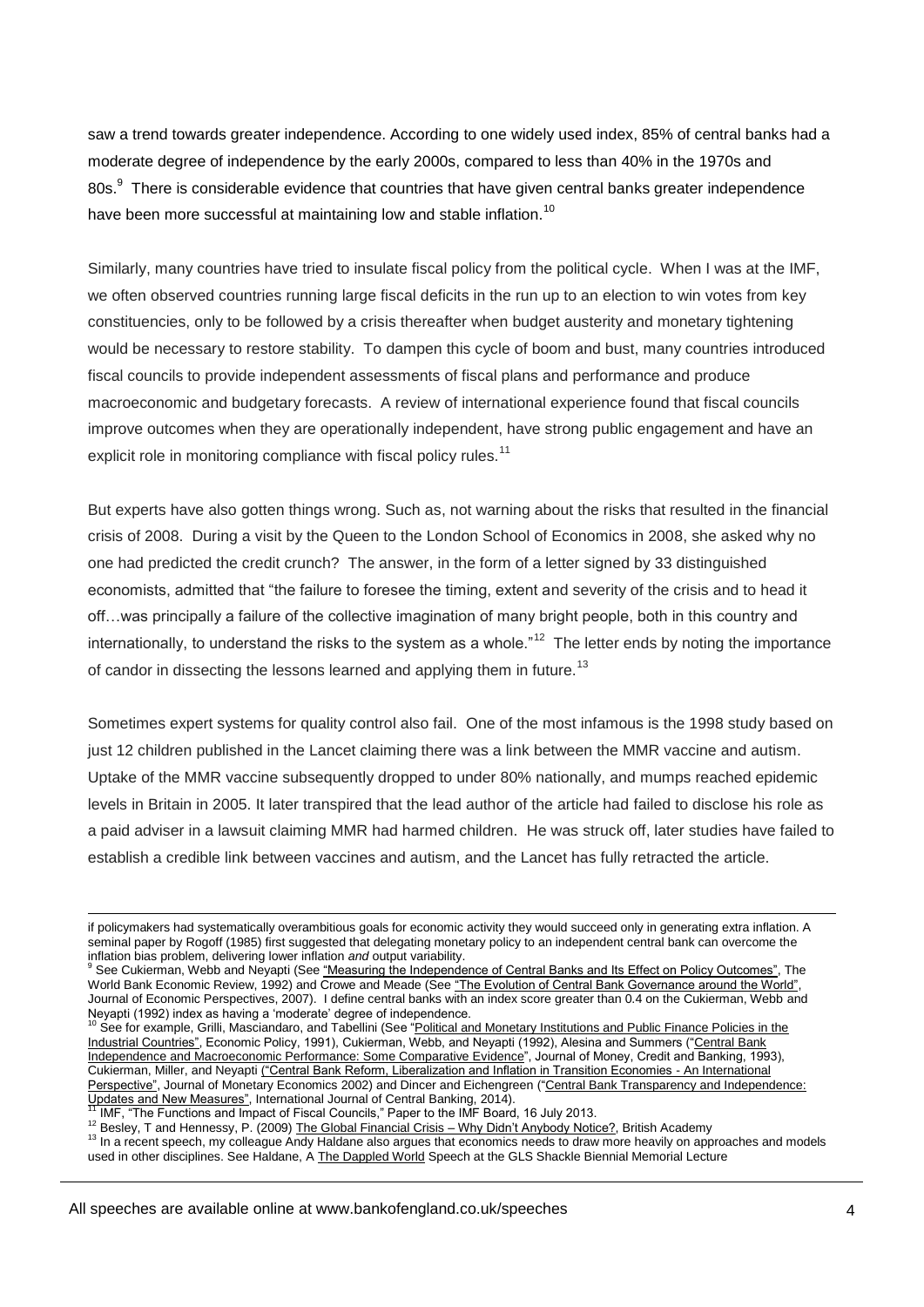saw a trend towards greater independence. According to one widely used index, 85% of central banks had a moderate degree of independence by the early 2000s, compared to less than 40% in the 1970s and 80s.[9] There is considerable evidence that countries that have given central banks greater independence have been more successful at maintaining low and stable inflation.[10]

Similarly, many countries have tried to insulate fiscal policy from the political cycle. When I was at the IMF, we often observed countries running large fiscal deficits in the run up to an election to win votes from key constituencies, only to be followed by a crisis thereafter when budget austerity and monetary tightening would be necessary to restore stability. To dampen this cycle of boom and bust, many countries introduced fiscal councils to provide independent assessments of fiscal plans and performance and produce macroeconomic and budgetary forecasts. A review of international experience found that fiscal councils improve outcomes when they are operationally independent, have strong public engagement and have an explicit role in monitoring compliance with fiscal policy rules.[11]

But experts have also gotten things wrong. Such as, not warning about the risks that resulted in the financial crisis of 2008. During a visit by the Queen to the London School of Economics in 2008, she asked why no one had predicted the credit crunch? The answer, in the form of a letter signed by 33 distinguished economists, admitted that "the failure to foresee the timing, extent and severity of the crisis and to head it off…was principally a failure of the collective imagination of many bright people, both in this country and internationally, to understand the risks to the system as a whole."[12] The letter ends by noting the importance of candor in dissecting the lessons learned and applying them in future.[13]

Sometimes expert systems for quality control also fail. One of the most infamous is the 1998 study based on just 12 children published in the Lancet claiming there was a link between the MMR vaccine and autism. Uptake of the MMR vaccine subsequently dropped to under 80% nationally, and mumps reached epidemic levels in Britain in 2005. It later transpired that the lead author of the article had failed to disclose his role as a paid adviser in a lawsuit claiming MMR had harmed children. He was struck off, later studies have failed to establish a credible link between vaccines and autism, and the Lancet has fully retracted the article.

---

if policymakers had systematically overambitious goals for economic activity they would succeed only in generating extra inflation. A seminal paper by Rogoff (1985) first suggested that delegating monetary policy to an independent central bank can overcome the inflation bias problem, delivering lower inflation *and* output variability.

[9] See Cukierman, Webb and Neyapti (See "Measuring the Independence of Central Banks and Its Effect on Policy Outcomes", The World Bank Economic Review, 1992) and Crowe and Meade (See "The Evolution of Central Bank Governance around the World", Journal of Economic Perspectives, 2007). I define central banks with an index score greater than 0.4 on the Cukierman, Webb and Neyapti (1992) index as having a 'moderate' degree of independence.

[10] See for example, Grilli, Masciandaro, and Tabellini (See "Political and Monetary Institutions and Public Finance Policies in the Industrial Countries", Economic Policy, 1991), Cukierman, Webb, and Neyapti (1992), Alesina and Summers ("Central Bank Independence and Macroeconomic Performance: Some Comparative Evidence", Journal of Money, Credit and Banking, 1993), Cukierman, Miller, and Neyapti ("Central Bank Reform, Liberalization and Inflation in Transition Economies - An International Perspective", Journal of Monetary Economics 2002) and Dincer and Eichengreen ("Central Bank Transparency and Independence: Updates and New Measures", International Journal of Central Banking, 2014).

[11] IMF, "The Functions and Impact of Fiscal Councils," Paper to the IMF Board, 16 July 2013.

[12] Besley, T and Hennessy, P. (2009) The Global Financial Crisis – Why Didn't Anybody Notice?, British Academy

[13] In a recent speech, my colleague Andy Haldane also argues that economics needs to draw more heavily on approaches and models used in other disciplines. See Haldane, A The Dappled World Speech at the GLS Shackle Biennial Memorial Lecture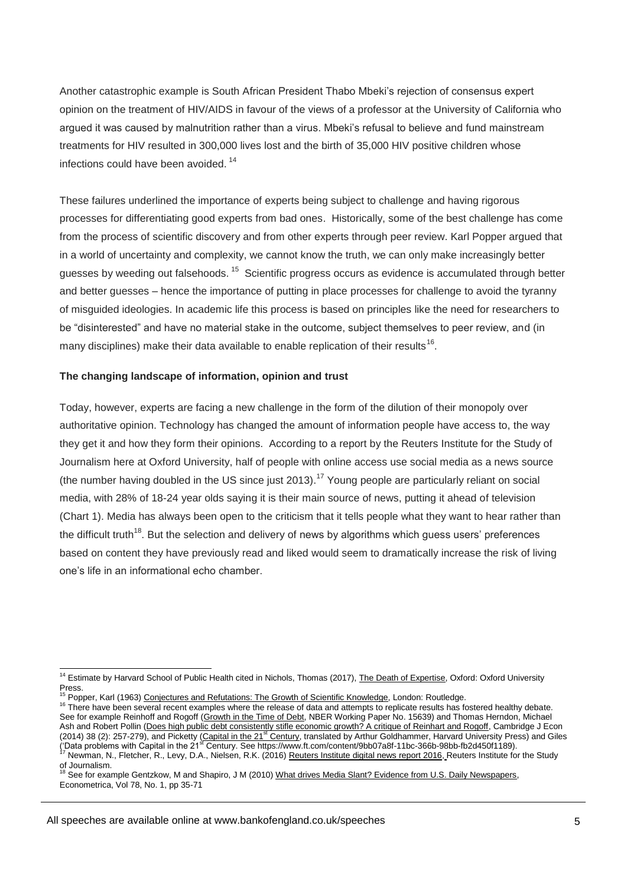Another catastrophic example is South African President Thabo Mbeki's rejection of consensus expert opinion on the treatment of HIV/AIDS in favour of the views of a professor at the University of California who argued it was caused by malnutrition rather than a virus. Mbeki's refusal to believe and fund mainstream treatments for HIV resulted in 300,000 lives lost and the birth of 35,000 HIV positive children whose infections could have been avoided. [14]

These failures underlined the importance of experts being subject to challenge and having rigorous processes for differentiating good experts from bad ones. Historically, some of the best challenge has come from the process of scientific discovery and from other experts through peer review. Karl Popper argued that in a world of uncertainty and complexity, we cannot know the truth, we can only make increasingly better guesses by weeding out falsehoods. [15] Scientific progress occurs as evidence is accumulated through better and better guesses – hence the importance of putting in place processes for challenge to avoid the tyranny of misguided ideologies. In academic life this process is based on principles like the need for researchers to be "disinterested" and have no material stake in the outcome, subject themselves to peer review, and (in many disciplines) make their data available to enable replication of their results[16].

**The changing landscape of information, opinion and trust**

Today, however, experts are facing a new challenge in the form of the dilution of their monopoly over authoritative opinion. Technology has changed the amount of information people have access to, the way they get it and how they form their opinions. According to a report by the Reuters Institute for the Study of Journalism here at Oxford University, half of people with online access use social media as a news source (the number having doubled in the US since just 2013).[17] Young people are particularly reliant on social media, with 28% of 18-24 year olds saying it is their main source of news, putting it ahead of television (Chart 1). Media has always been open to the criticism that it tells people what they want to hear rather than the difficult truth[18]. But the selection and delivery of news by algorithms which guess users' preferences based on content they have previously read and liked would seem to dramatically increase the risk of living one's life in an informational echo chamber.

---

[14] Estimate by Harvard School of Public Health cited in Nichols, Thomas (2017), The Death of Expertise, Oxford: Oxford University Press.

[15] Popper, Karl (1963) Conjectures and Refutations: The Growth of Scientific Knowledge, London: Routledge.

[16] There have been several recent examples where the release of data and attempts to replicate results has fostered healthy debate. See for example Reinhoff and Rogoff (Growth in the Time of Debt, NBER Working Paper No. 15639) and Thomas Herndon, Michael Ash and Robert Pollin (Does high public debt consistently stifle economic growth? A critique of Reinhart and Rogoff, Cambridge J Econ (2014) 38 (2): 257-279), and Picketty (Capital in the 21st Century, translated by Arthur Goldhammer, Harvard University Press) and Giles ('Data problems with Capital in the 21st Century. See https://www.ft.com/content/9bb07a8f-11bc-366b-98bb-fb2d450f1189).

[17] Newman, N., Fletcher, R., Levy, D.A., Nielsen, R.K. (2016) Reuters Institute digital news report 2016, Reuters Institute for the Study of Journalism.

[18] See for example Gentzkow, M and Shapiro, J M (2010) What drives Media Slant? Evidence from U.S. Daily Newspapers, Econometrica, Vol 78, No. 1, pp 35-71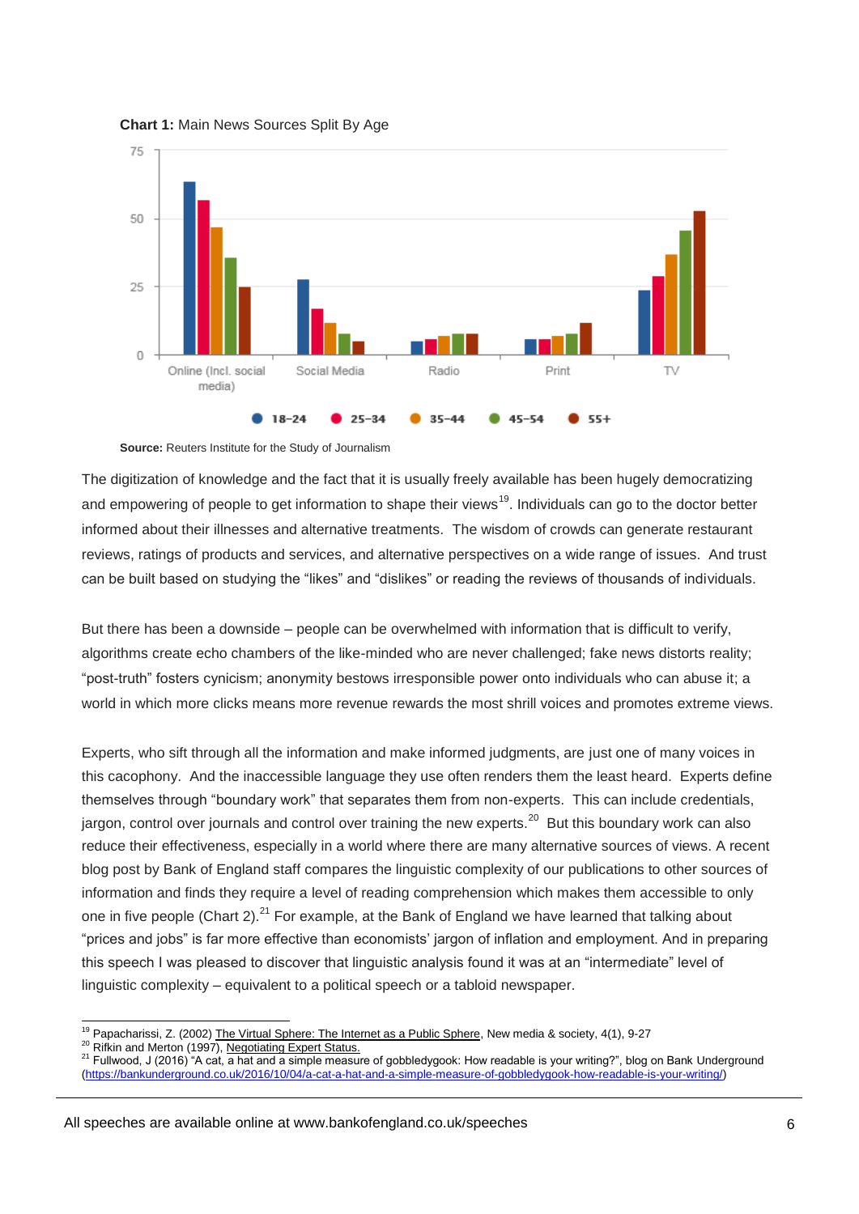**Chart 1:** Main News Sources Split By Age

**Source:** Reuters Institute for the Study of Journalism

The digitization of knowledge and the fact that it is usually freely available has been hugely democratizing and empowering of people to get information to shape their views[19]. Individuals can go to the doctor better informed about their illnesses and alternative treatments. The wisdom of crowds can generate restaurant reviews, ratings of products and services, and alternative perspectives on a wide range of issues. And trust can be built based on studying the "likes" and "dislikes" or reading the reviews of thousands of individuals.

But there has been a downside – people can be overwhelmed with information that is difficult to verify, algorithms create echo chambers of the like-minded who are never challenged; fake news distorts reality; "post-truth" fosters cynicism; anonymity bestows irresponsible power onto individuals who can abuse it; a world in which more clicks means more revenue rewards the most shrill voices and promotes extreme views.

Experts, who sift through all the information and make informed judgments, are just one of many voices in this cacophony. And the inaccessible language they use often renders them the least heard. Experts define themselves through "boundary work" that separates them from non-experts. This can include credentials, jargon, control over journals and control over training the new experts.[20] But this boundary work can also reduce their effectiveness, especially in a world where there are many alternative sources of views. A recent blog post by Bank of England staff compares the linguistic complexity of our publications to other sources of information and finds they require a level of reading comprehension which makes them accessible to only one in five people (Chart 2).[21] For example, at the Bank of England we have learned that talking about "prices and jobs" is far more effective than economists' jargon of inflation and employment. And in preparing this speech I was pleased to discover that linguistic analysis found it was at an "intermediate" level of linguistic complexity – equivalent to a political speech or a tabloid newspaper.

---

[19] Papacharissi, Z. (2002) The Virtual Sphere: The Internet as a Public Sphere, New media & society, 4(1), 9-27

[20] Rifkin and Merton (1997), Negotiating Expert Status.

[21] Fullwood, J (2016) "A cat, a hat and a simple measure of gobbledygook: How readable is your writing?", blog on Bank Underground (https://bankunderground.co.uk/2016/10/04/a-cat-a-hat-and-a-simple-measure-of-gobbledygook-how-readable-is-your-writing/)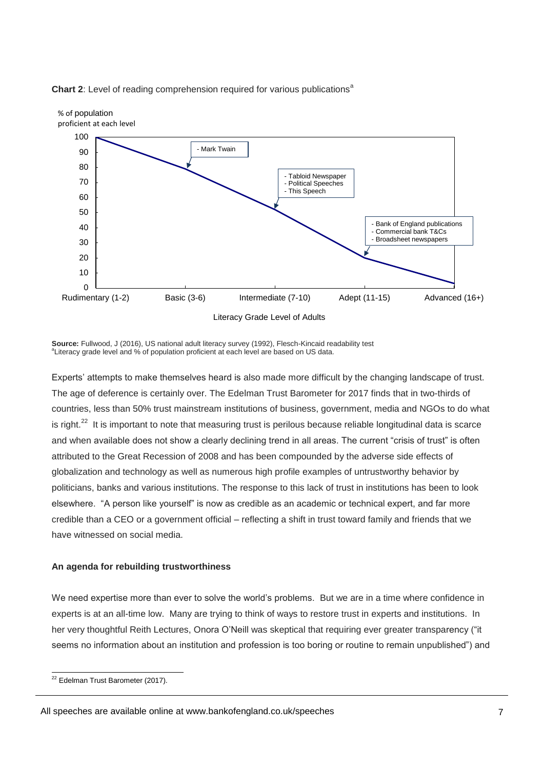**Chart 2**: Level of reading comprehension required for various publications[a]

% of population proficient at each level

| Literacy Grade Level of Adults | % of population proficient at each level | Publications |
|---|---|---|
| Rudimentary (1-2) | 100 | |
| Basic (3-6) | 79 | - Mark Twain |
| Intermediate (7-10) | 52 | - Tabloid Newspaper<br>- Political Speeches<br>- This Speech |
| Adept (11-15) | 20 | - Bank of England publications<br>- Commercial bank T&Cs<br>- Broadsheet newspapers |
| Advanced (16+) | 3 | |

**Source:** Fullwood, J (2016), US national adult literacy survey (1992), Flesch-Kincaid readability test
[a]Literacy grade level and % of population proficient at each level are based on US data.

Experts' attempts to make themselves heard is also made more difficult by the changing landscape of trust. The age of deference is certainly over. The Edelman Trust Barometer for 2017 finds that in two-thirds of countries, less than 50% trust mainstream institutions of business, government, media and NGOs to do what is right.[22] It is important to note that measuring trust is perilous because reliable longitudinal data is scarce and when available does not show a clearly declining trend in all areas. The current "crisis of trust" is often attributed to the Great Recession of 2008 and has been compounded by the adverse side effects of globalization and technology as well as numerous high profile examples of untrustworthy behavior by politicians, banks and various institutions. The response to this lack of trust in institutions has been to look elsewhere. "A person like yourself" is now as credible as an academic or technical expert, and far more credible than a CEO or a government official – reflecting a shift in trust toward family and friends that we have witnessed on social media.

**An agenda for rebuilding trustworthiness**

We need expertise more than ever to solve the world's problems. But we are in a time where confidence in experts is at an all-time low. Many are trying to think of ways to restore trust in experts and institutions. In her very thoughtful Reith Lectures, Onora O'Neill was skeptical that requiring ever greater transparency ("it seems no information about an institution and profession is too boring or routine to remain unpublished") and

[22] Edelman Trust Barometer (2017).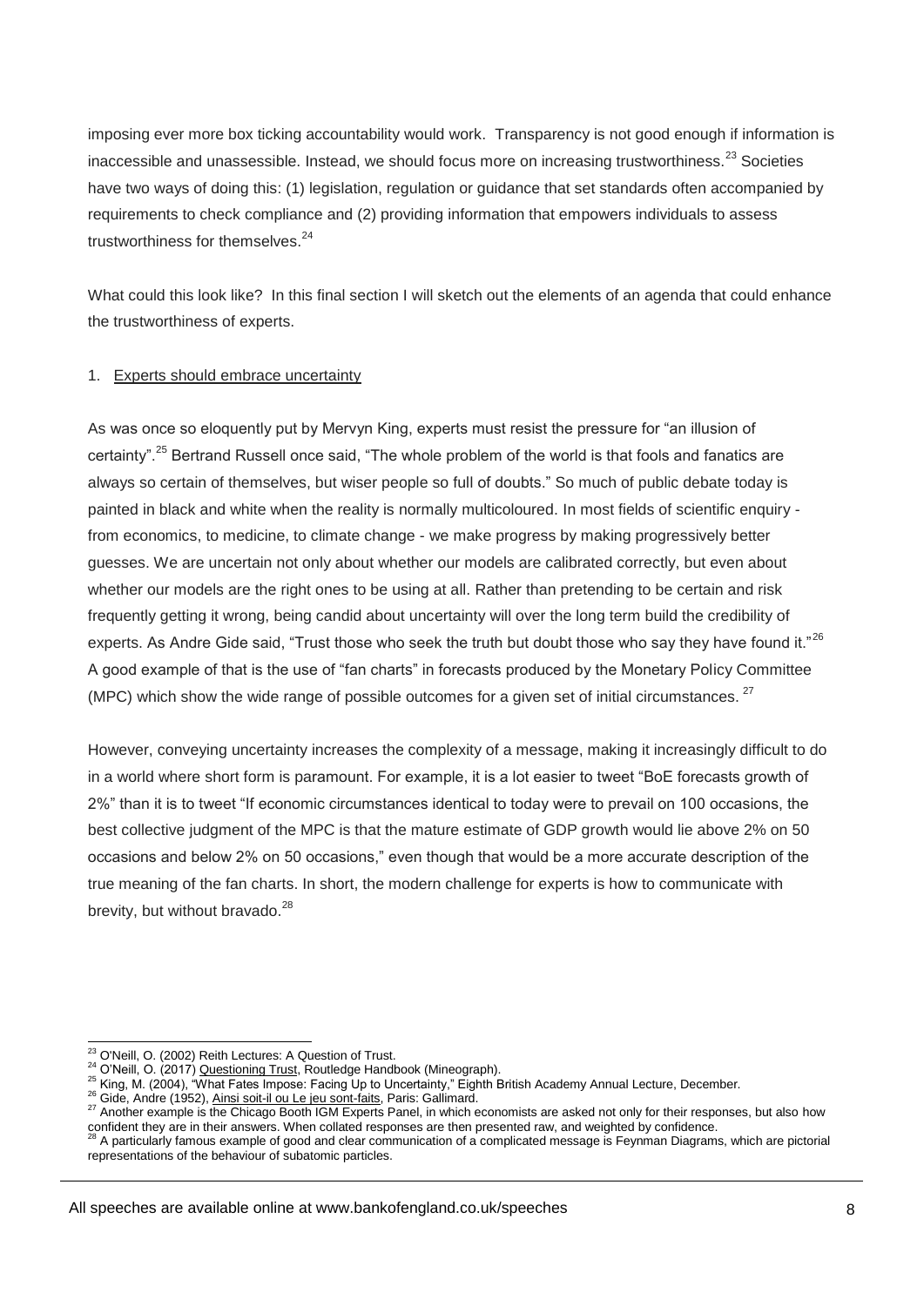imposing ever more box ticking accountability would work. Transparency is not good enough if information is inaccessible and unassessible. Instead, we should focus more on increasing trustworthiness.[23] Societies have two ways of doing this: (1) legislation, regulation or guidance that set standards often accompanied by requirements to check compliance and (2) providing information that empowers individuals to assess trustworthiness for themselves.[24]

What could this look like? In this final section I will sketch out the elements of an agenda that could enhance the trustworthiness of experts.

1. Experts should embrace uncertainty

As was once so eloquently put by Mervyn King, experts must resist the pressure for "an illusion of certainty".[25] Bertrand Russell once said, "The whole problem of the world is that fools and fanatics are always so certain of themselves, but wiser people so full of doubts." So much of public debate today is painted in black and white when the reality is normally multicoloured. In most fields of scientific enquiry - from economics, to medicine, to climate change - we make progress by making progressively better guesses. We are uncertain not only about whether our models are calibrated correctly, but even about whether our models are the right ones to be using at all. Rather than pretending to be certain and risk frequently getting it wrong, being candid about uncertainty will over the long term build the credibility of experts. As Andre Gide said, "Trust those who seek the truth but doubt those who say they have found it."[26] A good example of that is the use of "fan charts" in forecasts produced by the Monetary Policy Committee (MPC) which show the wide range of possible outcomes for a given set of initial circumstances.[27]

However, conveying uncertainty increases the complexity of a message, making it increasingly difficult to do in a world where short form is paramount. For example, it is a lot easier to tweet "BoE forecasts growth of 2%" than it is to tweet "If economic circumstances identical to today were to prevail on 100 occasions, the best collective judgment of the MPC is that the mature estimate of GDP growth would lie above 2% on 50 occasions and below 2% on 50 occasions," even though that would be a more accurate description of the true meaning of the fan charts. In short, the modern challenge for experts is how to communicate with brevity, but without bravado.[28]

---

[23] O'Neill, O. (2002) Reith Lectures: A Question of Trust.

[24] O'Neill, O. (2017) Questioning Trust, Routledge Handbook (Mineograph).

[25] King, M. (2004), "What Fates Impose: Facing Up to Uncertainty," Eighth British Academy Annual Lecture, December.

[26] Gide, Andre (1952), Ainsi soit-il ou Le jeu sont-faits, Paris: Gallimard.

[27] Another example is the Chicago Booth IGM Experts Panel, in which economists are asked not only for their responses, but also how confident they are in their answers. When collated responses are then presented raw, and weighted by confidence.

[28] A particularly famous example of good and clear communication of a complicated message is Feynman Diagrams, which are pictorial representations of the behaviour of subatomic particles.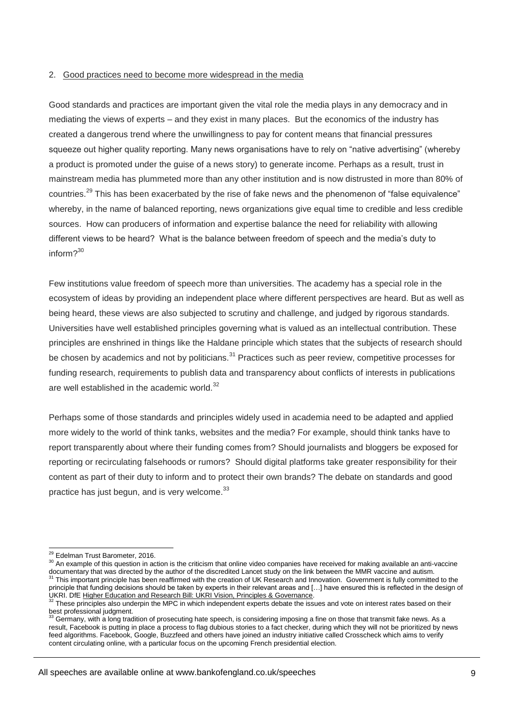2. Good practices need to become more widespread in the media

Good standards and practices are important given the vital role the media plays in any democracy and in mediating the views of experts – and they exist in many places. But the economics of the industry has created a dangerous trend where the unwillingness to pay for content means that financial pressures squeeze out higher quality reporting. Many news organisations have to rely on "native advertising" (whereby a product is promoted under the guise of a news story) to generate income. Perhaps as a result, trust in mainstream media has plummeted more than any other institution and is now distrusted in more than 80% of countries.[29] This has been exacerbated by the rise of fake news and the phenomenon of "false equivalence" whereby, in the name of balanced reporting, news organizations give equal time to credible and less credible sources. How can producers of information and expertise balance the need for reliability with allowing different views to be heard? What is the balance between freedom of speech and the media's duty to inform?[30]

Few institutions value freedom of speech more than universities. The academy has a special role in the ecosystem of ideas by providing an independent place where different perspectives are heard. But as well as being heard, these views are also subjected to scrutiny and challenge, and judged by rigorous standards. Universities have well established principles governing what is valued as an intellectual contribution. These principles are enshrined in things like the Haldane principle which states that the subjects of research should be chosen by academics and not by politicians.[31] Practices such as peer review, competitive processes for funding research, requirements to publish data and transparency about conflicts of interests in publications are well established in the academic world.[32]

Perhaps some of those standards and principles widely used in academia need to be adapted and applied more widely to the world of think tanks, websites and the media? For example, should think tanks have to report transparently about where their funding comes from? Should journalists and bloggers be exposed for reporting or recirculating falsehoods or rumors? Should digital platforms take greater responsibility for their content as part of their duty to inform and to protect their own brands? The debate on standards and good practice has just begun, and is very welcome.[33]

---

[29] Edelman Trust Barometer, 2016.

[30] An example of this question in action is the criticism that online video companies have received for making available an anti-vaccine documentary that was directed by the author of the discredited Lancet study on the link between the MMR vaccine and autism.

[31] This important principle has been reaffirmed with the creation of UK Research and Innovation. Government is fully committed to the principle that funding decisions should be taken by experts in their relevant areas and […] have ensured this is reflected in the design of UKRI. DfE Higher Education and Research Bill: UKRI Vision, Principles & Governance.

[32] These principles also underpin the MPC in which independent experts debate the issues and vote on interest rates based on their best professional judgment.

[33] Germany, with a long tradition of prosecuting hate speech, is considering imposing a fine on those that transmit fake news. As a result, Facebook is putting in place a process to flag dubious stories to a fact checker, during which they will not be prioritized by news feed algorithms. Facebook, Google, Buzzfeed and others have joined an industry initiative called Crosscheck which aims to verify content circulating online, with a particular focus on the upcoming French presidential election.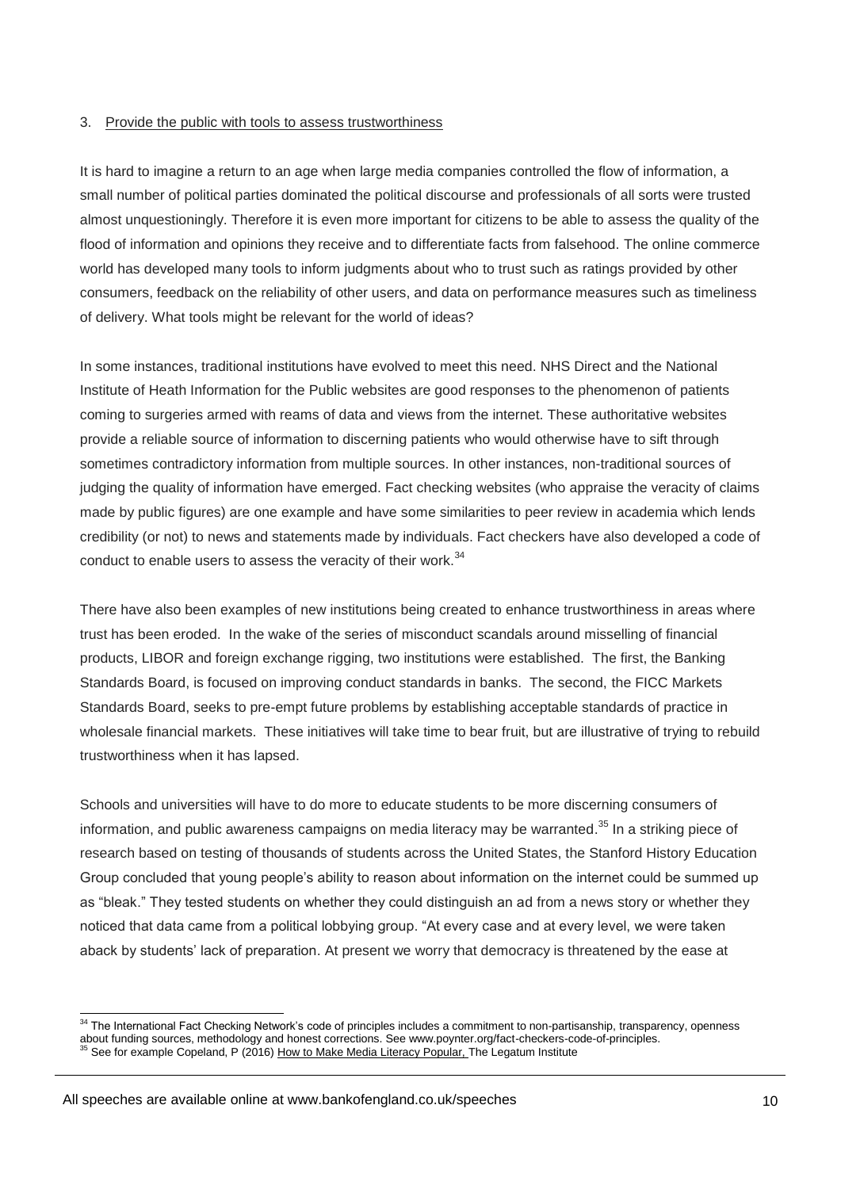3. Provide the public with tools to assess trustworthiness

It is hard to imagine a return to an age when large media companies controlled the flow of information, a small number of political parties dominated the political discourse and professionals of all sorts were trusted almost unquestioningly. Therefore it is even more important for citizens to be able to assess the quality of the flood of information and opinions they receive and to differentiate facts from falsehood. The online commerce world has developed many tools to inform judgments about who to trust such as ratings provided by other consumers, feedback on the reliability of other users, and data on performance measures such as timeliness of delivery. What tools might be relevant for the world of ideas?

In some instances, traditional institutions have evolved to meet this need. NHS Direct and the National Institute of Heath Information for the Public websites are good responses to the phenomenon of patients coming to surgeries armed with reams of data and views from the internet. These authoritative websites provide a reliable source of information to discerning patients who would otherwise have to sift through sometimes contradictory information from multiple sources. In other instances, non-traditional sources of judging the quality of information have emerged. Fact checking websites (who appraise the veracity of claims made by public figures) are one example and have some similarities to peer review in academia which lends credibility (or not) to news and statements made by individuals. Fact checkers have also developed a code of conduct to enable users to assess the veracity of their work.[34]

There have also been examples of new institutions being created to enhance trustworthiness in areas where trust has been eroded. In the wake of the series of misconduct scandals around misselling of financial products, LIBOR and foreign exchange rigging, two institutions were established. The first, the Banking Standards Board, is focused on improving conduct standards in banks. The second, the FICC Markets Standards Board, seeks to pre-empt future problems by establishing acceptable standards of practice in wholesale financial markets. These initiatives will take time to bear fruit, but are illustrative of trying to rebuild trustworthiness when it has lapsed.

Schools and universities will have to do more to educate students to be more discerning consumers of information, and public awareness campaigns on media literacy may be warranted.[35] In a striking piece of research based on testing of thousands of students across the United States, the Stanford History Education Group concluded that young people's ability to reason about information on the internet could be summed up as "bleak." They tested students on whether they could distinguish an ad from a news story or whether they noticed that data came from a political lobbying group. "At every case and at every level, we were taken aback by students' lack of preparation. At present we worry that democracy is threatened by the ease at

---

[34] The International Fact Checking Network's code of principles includes a commitment to non-partisanship, transparency, openness about funding sources, methodology and honest corrections. See www.poynter.org/fact-checkers-code-of-principles.

[35] See for example Copeland, P (2016) How to Make Media Literacy Popular, The Legatum Institute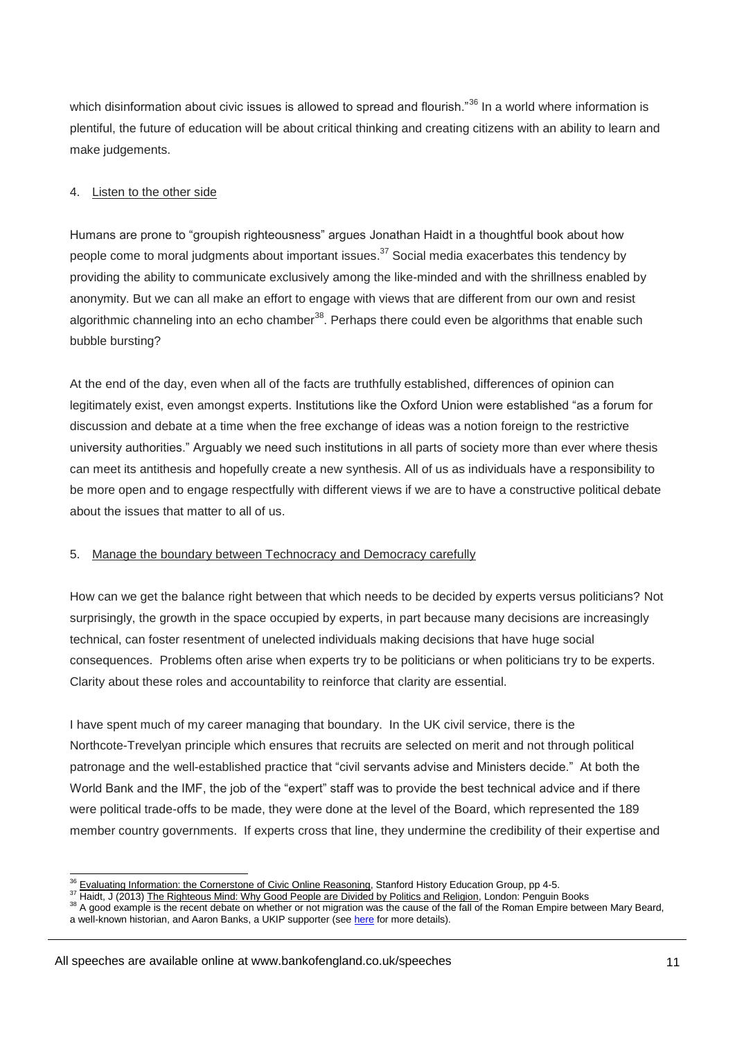which disinformation about civic issues is allowed to spread and flourish."[36] In a world where information is plentiful, the future of education will be about critical thinking and creating citizens with an ability to learn and make judgements.

4. Listen to the other side

Humans are prone to "groupish righteousness" argues Jonathan Haidt in a thoughtful book about how people come to moral judgments about important issues.[37] Social media exacerbates this tendency by providing the ability to communicate exclusively among the like-minded and with the shrillness enabled by anonymity. But we can all make an effort to engage with views that are different from our own and resist algorithmic channeling into an echo chamber[38]. Perhaps there could even be algorithms that enable such bubble bursting?

At the end of the day, even when all of the facts are truthfully established, differences of opinion can legitimately exist, even amongst experts. Institutions like the Oxford Union were established "as a forum for discussion and debate at a time when the free exchange of ideas was a notion foreign to the restrictive university authorities." Arguably we need such institutions in all parts of society more than ever where thesis can meet its antithesis and hopefully create a new synthesis. All of us as individuals have a responsibility to be more open and to engage respectfully with different views if we are to have a constructive political debate about the issues that matter to all of us.

5. Manage the boundary between Technocracy and Democracy carefully

How can we get the balance right between that which needs to be decided by experts versus politicians? Not surprisingly, the growth in the space occupied by experts, in part because many decisions are increasingly technical, can foster resentment of unelected individuals making decisions that have huge social consequences. Problems often arise when experts try to be politicians or when politicians try to be experts. Clarity about these roles and accountability to reinforce that clarity are essential.

I have spent much of my career managing that boundary. In the UK civil service, there is the Northcote-Trevelyan principle which ensures that recruits are selected on merit and not through political patronage and the well-established practice that "civil servants advise and Ministers decide." At both the World Bank and the IMF, the job of the "expert" staff was to provide the best technical advice and if there were political trade-offs to be made, they were done at the level of the Board, which represented the 189 member country governments. If experts cross that line, they undermine the credibility of their expertise and

---

[36] Evaluating Information: the Cornerstone of Civic Online Reasoning, Stanford History Education Group, pp 4-5.

[37] Haidt, J (2013) The Righteous Mind: Why Good People are Divided by Politics and Religion, London: Penguin Books

[38] A good example is the recent debate on whether or not migration was the cause of the fall of the Roman Empire between Mary Beard, a well-known historian, and Aaron Banks, a UKIP supporter (see here for more details).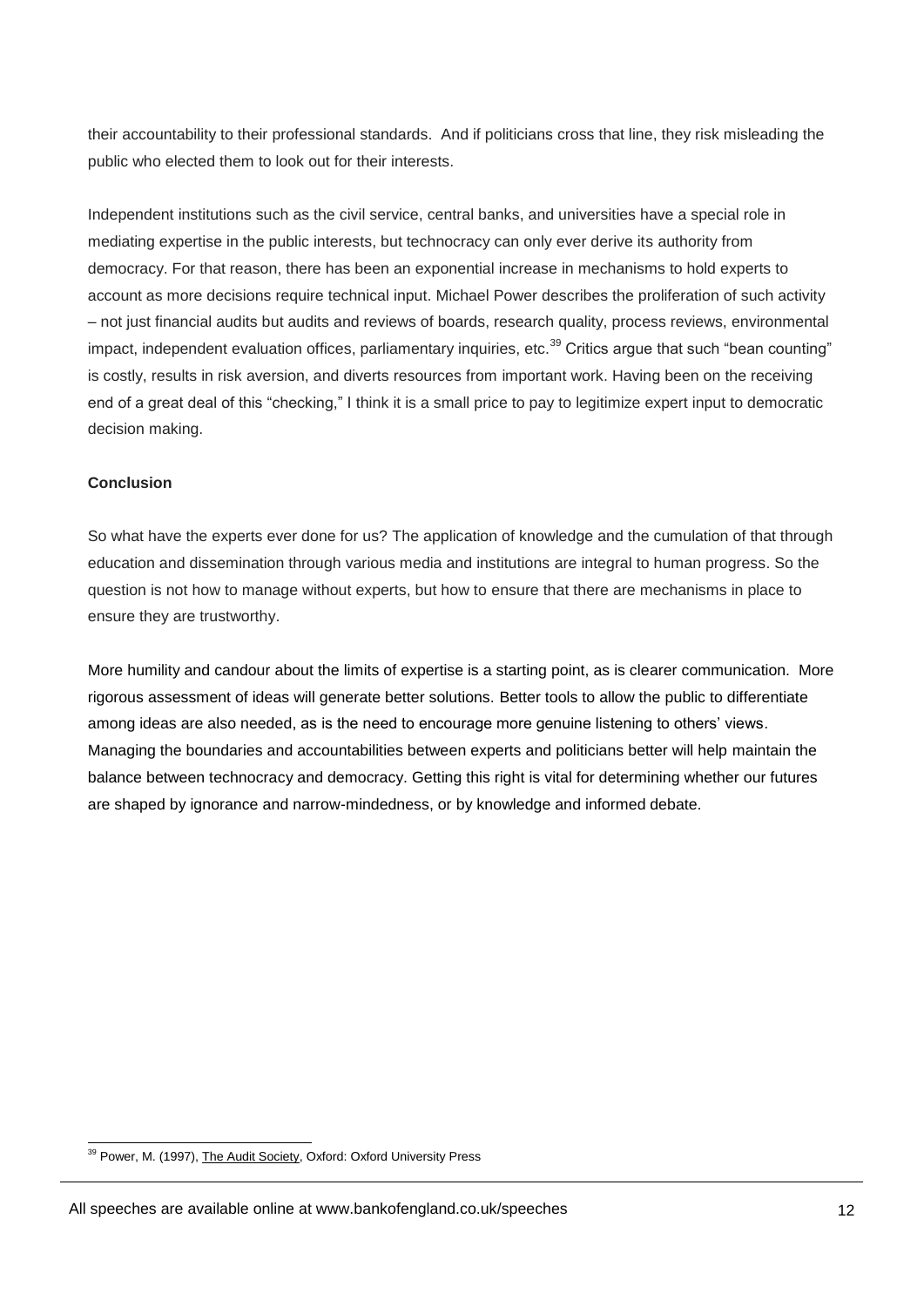their accountability to their professional standards. And if politicians cross that line, they risk misleading the public who elected them to look out for their interests.

Independent institutions such as the civil service, central banks, and universities have a special role in mediating expertise in the public interests, but technocracy can only ever derive its authority from democracy. For that reason, there has been an exponential increase in mechanisms to hold experts to account as more decisions require technical input. Michael Power describes the proliferation of such activity – not just financial audits but audits and reviews of boards, research quality, process reviews, environmental impact, independent evaluation offices, parliamentary inquiries, etc.[39] Critics argue that such "bean counting" is costly, results in risk aversion, and diverts resources from important work. Having been on the receiving end of a great deal of this "checking," I think it is a small price to pay to legitimize expert input to democratic decision making.

**Conclusion**

So what have the experts ever done for us? The application of knowledge and the cumulation of that through education and dissemination through various media and institutions are integral to human progress. So the question is not how to manage without experts, but how to ensure that there are mechanisms in place to ensure they are trustworthy.

More humility and candour about the limits of expertise is a starting point, as is clearer communication. More rigorous assessment of ideas will generate better solutions. Better tools to allow the public to differentiate among ideas are also needed, as is the need to encourage more genuine listening to others' views. Managing the boundaries and accountabilities between experts and politicians better will help maintain the balance between technocracy and democracy. Getting this right is vital for determining whether our futures are shaped by ignorance and narrow-mindedness, or by knowledge and informed debate.

---

[39] Power, M. (1997), The Audit Society, Oxford: Oxford University Press